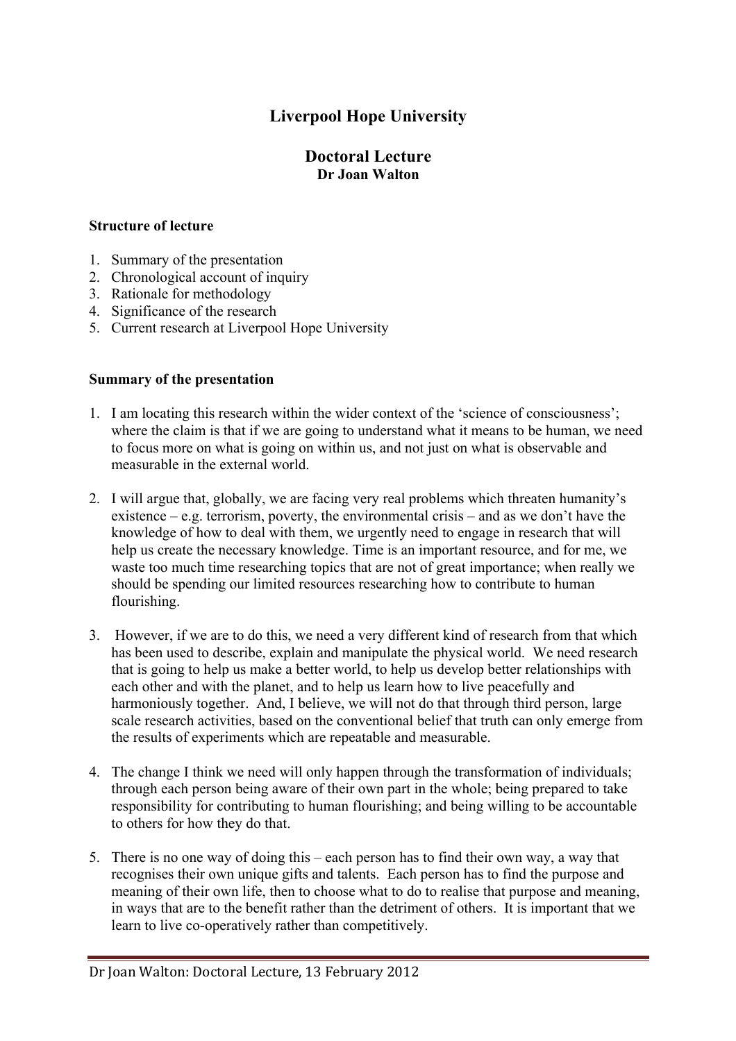# Liverpool Hope University

## Doctoral Lecture

### Dr Joan Walton

**Structure of lecture**

1. Summary of the presentation
2. Chronological account of inquiry
3. Rationale for methodology
4. Significance of the research
5. Current research at Liverpool Hope University

**Summary of the presentation**

1. I am locating this research within the wider context of the 'science of consciousness'; where the claim is that if we are going to understand what it means to be human, we need to focus more on what is going on within us, and not just on what is observable and measurable in the external world.

2. I will argue that, globally, we are facing very real problems which threaten humanity's existence – e.g. terrorism, poverty, the environmental crisis – and as we don't have the knowledge of how to deal with them, we urgently need to engage in research that will help us create the necessary knowledge. Time is an important resource, and for me, we waste too much time researching topics that are not of great importance; when really we should be spending our limited resources researching how to contribute to human flourishing.

3. However, if we are to do this, we need a very different kind of research from that which has been used to describe, explain and manipulate the physical world. We need research that is going to help us make a better world, to help us develop better relationships with each other and with the planet, and to help us learn how to live peacefully and harmoniously together. And, I believe, we will not do that through third person, large scale research activities, based on the conventional belief that truth can only emerge from the results of experiments which are repeatable and measurable.

4. The change I think we need will only happen through the transformation of individuals; through each person being aware of their own part in the whole; being prepared to take responsibility for contributing to human flourishing; and being willing to be accountable to others for how they do that.

5. There is no one way of doing this – each person has to find their own way, a way that recognises their own unique gifts and talents. Each person has to find the purpose and meaning of their own life, then to choose what to do to realise that purpose and meaning, in ways that are to the benefit rather than the detriment of others. It is important that we learn to live co-operatively rather than competitively.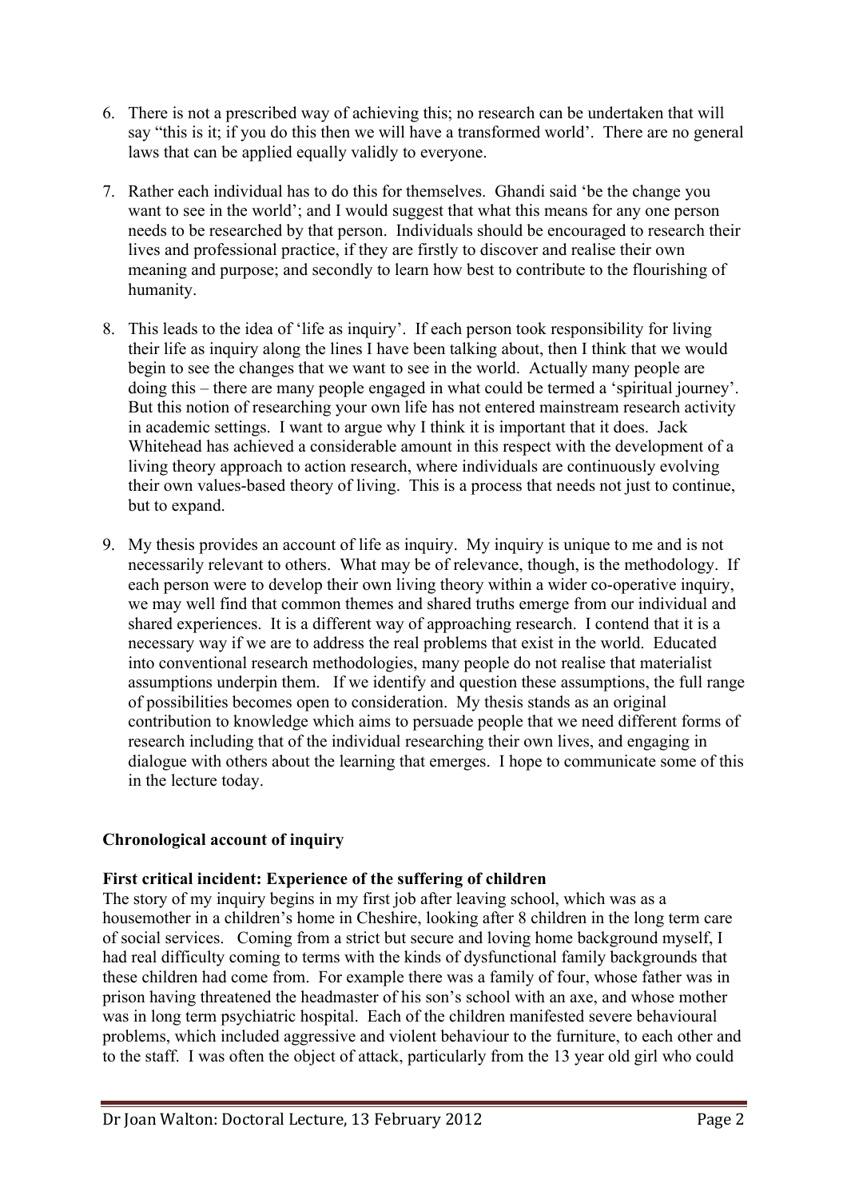6. There is not a prescribed way of achieving this; no research can be undertaken that will say "this is it; if you do this then we will have a transformed world'. There are no general laws that can be applied equally validly to everyone.

7. Rather each individual has to do this for themselves. Ghandi said 'be the change you want to see in the world'; and I would suggest that what this means for any one person needs to be researched by that person. Individuals should be encouraged to research their lives and professional practice, if they are firstly to discover and realise their own meaning and purpose; and secondly to learn how best to contribute to the flourishing of humanity.

8. This leads to the idea of 'life as inquiry'. If each person took responsibility for living their life as inquiry along the lines I have been talking about, then I think that we would begin to see the changes that we want to see in the world. Actually many people are doing this – there are many people engaged in what could be termed a 'spiritual journey'. But this notion of researching your own life has not entered mainstream research activity in academic settings. I want to argue why I think it is important that it does. Jack Whitehead has achieved a considerable amount in this respect with the development of a living theory approach to action research, where individuals are continuously evolving their own values-based theory of living. This is a process that needs not just to continue, but to expand.

9. My thesis provides an account of life as inquiry. My inquiry is unique to me and is not necessarily relevant to others. What may be of relevance, though, is the methodology. If each person were to develop their own living theory within a wider co-operative inquiry, we may well find that common themes and shared truths emerge from our individual and shared experiences. It is a different way of approaching research. I contend that it is a necessary way if we are to address the real problems that exist in the world. Educated into conventional research methodologies, many people do not realise that materialist assumptions underpin them. If we identify and question these assumptions, the full range of possibilities becomes open to consideration. My thesis stands as an original contribution to knowledge which aims to persuade people that we need different forms of research including that of the individual researching their own lives, and engaging in dialogue with others about the learning that emerges. I hope to communicate some of this in the lecture today.

**Chronological account of inquiry**

**First critical incident: Experience of the suffering of children**

The story of my inquiry begins in my first job after leaving school, which was as a housemother in a children's home in Cheshire, looking after 8 children in the long term care of social services. Coming from a strict but secure and loving home background myself, I had real difficulty coming to terms with the kinds of dysfunctional family backgrounds that these children had come from. For example there was a family of four, whose father was in prison having threatened the headmaster of his son's school with an axe, and whose mother was in long term psychiatric hospital. Each of the children manifested severe behavioural problems, which included aggressive and violent behaviour to the furniture, to each other and to the staff. I was often the object of attack, particularly from the 13 year old girl who could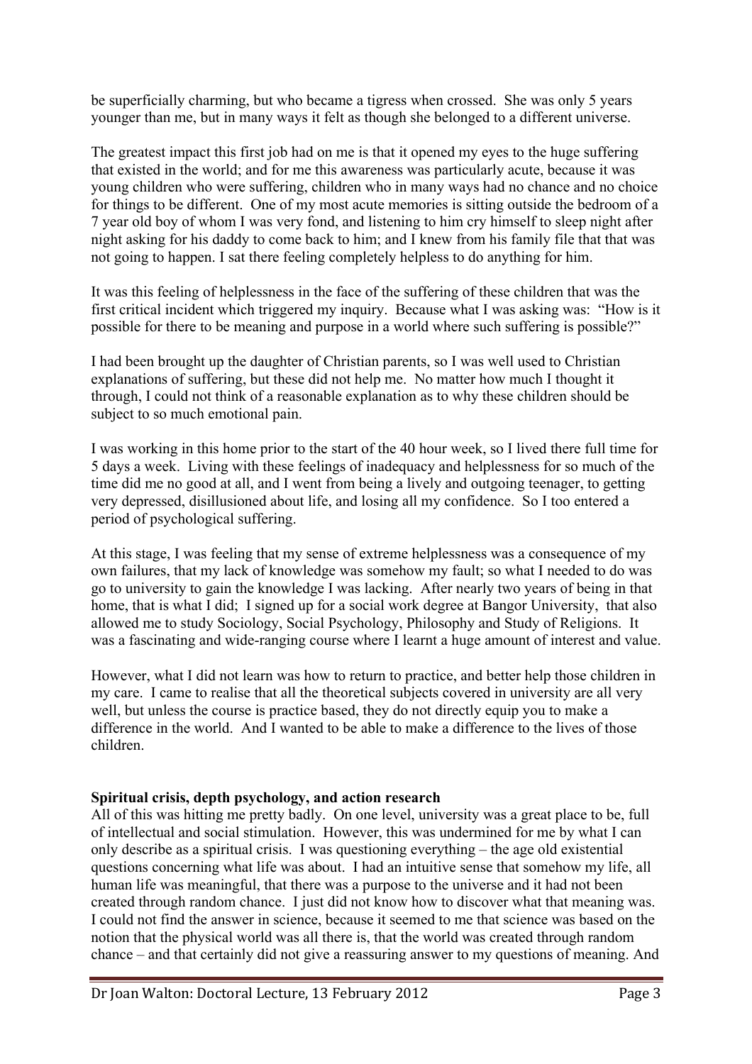be superficially charming, but who became a tigress when crossed. She was only 5 years younger than me, but in many ways it felt as though she belonged to a different universe.

The greatest impact this first job had on me is that it opened my eyes to the huge suffering that existed in the world; and for me this awareness was particularly acute, because it was young children who were suffering, children who in many ways had no chance and no choice for things to be different. One of my most acute memories is sitting outside the bedroom of a 7 year old boy of whom I was very fond, and listening to him cry himself to sleep night after night asking for his daddy to come back to him; and I knew from his family file that that was not going to happen. I sat there feeling completely helpless to do anything for him.

It was this feeling of helplessness in the face of the suffering of these children that was the first critical incident which triggered my inquiry. Because what I was asking was: "How is it possible for there to be meaning and purpose in a world where such suffering is possible?"

I had been brought up the daughter of Christian parents, so I was well used to Christian explanations of suffering, but these did not help me. No matter how much I thought it through, I could not think of a reasonable explanation as to why these children should be subject to so much emotional pain.

I was working in this home prior to the start of the 40 hour week, so I lived there full time for 5 days a week. Living with these feelings of inadequacy and helplessness for so much of the time did me no good at all, and I went from being a lively and outgoing teenager, to getting very depressed, disillusioned about life, and losing all my confidence. So I too entered a period of psychological suffering.

At this stage, I was feeling that my sense of extreme helplessness was a consequence of my own failures, that my lack of knowledge was somehow my fault; so what I needed to do was go to university to gain the knowledge I was lacking. After nearly two years of being in that home, that is what I did; I signed up for a social work degree at Bangor University, that also allowed me to study Sociology, Social Psychology, Philosophy and Study of Religions. It was a fascinating and wide-ranging course where I learnt a huge amount of interest and value.

However, what I did not learn was how to return to practice, and better help those children in my care. I came to realise that all the theoretical subjects covered in university are all very well, but unless the course is practice based, they do not directly equip you to make a difference in the world. And I wanted to be able to make a difference to the lives of those children.

**Spiritual crisis, depth psychology, and action research**

All of this was hitting me pretty badly. On one level, university was a great place to be, full of intellectual and social stimulation. However, this was undermined for me by what I can only describe as a spiritual crisis. I was questioning everything – the age old existential questions concerning what life was about. I had an intuitive sense that somehow my life, all human life was meaningful, that there was a purpose to the universe and it had not been created through random chance. I just did not know how to discover what that meaning was. I could not find the answer in science, because it seemed to me that science was based on the notion that the physical world was all there is, that the world was created through random chance – and that certainly did not give a reassuring answer to my questions of meaning. And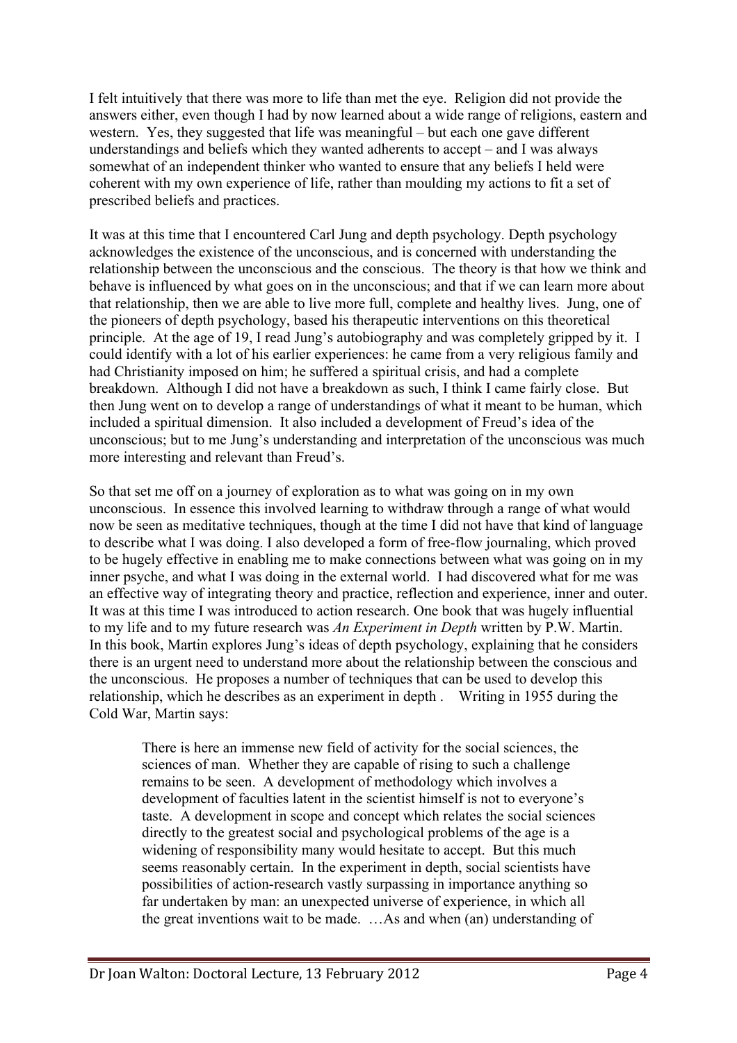I felt intuitively that there was more to life than met the eye. Religion did not provide the answers either, even though I had by now learned about a wide range of religions, eastern and western. Yes, they suggested that life was meaningful – but each one gave different understandings and beliefs which they wanted adherents to accept – and I was always somewhat of an independent thinker who wanted to ensure that any beliefs I held were coherent with my own experience of life, rather than moulding my actions to fit a set of prescribed beliefs and practices.

It was at this time that I encountered Carl Jung and depth psychology. Depth psychology acknowledges the existence of the unconscious, and is concerned with understanding the relationship between the unconscious and the conscious. The theory is that how we think and behave is influenced by what goes on in the unconscious; and that if we can learn more about that relationship, then we are able to live more full, complete and healthy lives. Jung, one of the pioneers of depth psychology, based his therapeutic interventions on this theoretical principle. At the age of 19, I read Jung's autobiography and was completely gripped by it. I could identify with a lot of his earlier experiences: he came from a very religious family and had Christianity imposed on him; he suffered a spiritual crisis, and had a complete breakdown. Although I did not have a breakdown as such, I think I came fairly close. But then Jung went on to develop a range of understandings of what it meant to be human, which included a spiritual dimension. It also included a development of Freud's idea of the unconscious; but to me Jung's understanding and interpretation of the unconscious was much more interesting and relevant than Freud's.

So that set me off on a journey of exploration as to what was going on in my own unconscious. In essence this involved learning to withdraw through a range of what would now be seen as meditative techniques, though at the time I did not have that kind of language to describe what I was doing. I also developed a form of free-flow journaling, which proved to be hugely effective in enabling me to make connections between what was going on in my inner psyche, and what I was doing in the external world. I had discovered what for me was an effective way of integrating theory and practice, reflection and experience, inner and outer. It was at this time I was introduced to action research. One book that was hugely influential to my life and to my future research was *An Experiment in Depth* written by P.W. Martin. In this book, Martin explores Jung's ideas of depth psychology, explaining that he considers there is an urgent need to understand more about the relationship between the conscious and the unconscious. He proposes a number of techniques that can be used to develop this relationship, which he describes as an experiment in depth . Writing in 1955 during the Cold War, Martin says:

> There is here an immense new field of activity for the social sciences, the sciences of man. Whether they are capable of rising to such a challenge remains to be seen. A development of methodology which involves a development of faculties latent in the scientist himself is not to everyone's taste. A development in scope and concept which relates the social sciences directly to the greatest social and psychological problems of the age is a widening of responsibility many would hesitate to accept. But this much seems reasonably certain. In the experiment in depth, social scientists have possibilities of action-research vastly surpassing in importance anything so far undertaken by man: an unexpected universe of experience, in which all the great inventions wait to be made. …As and when (an) understanding of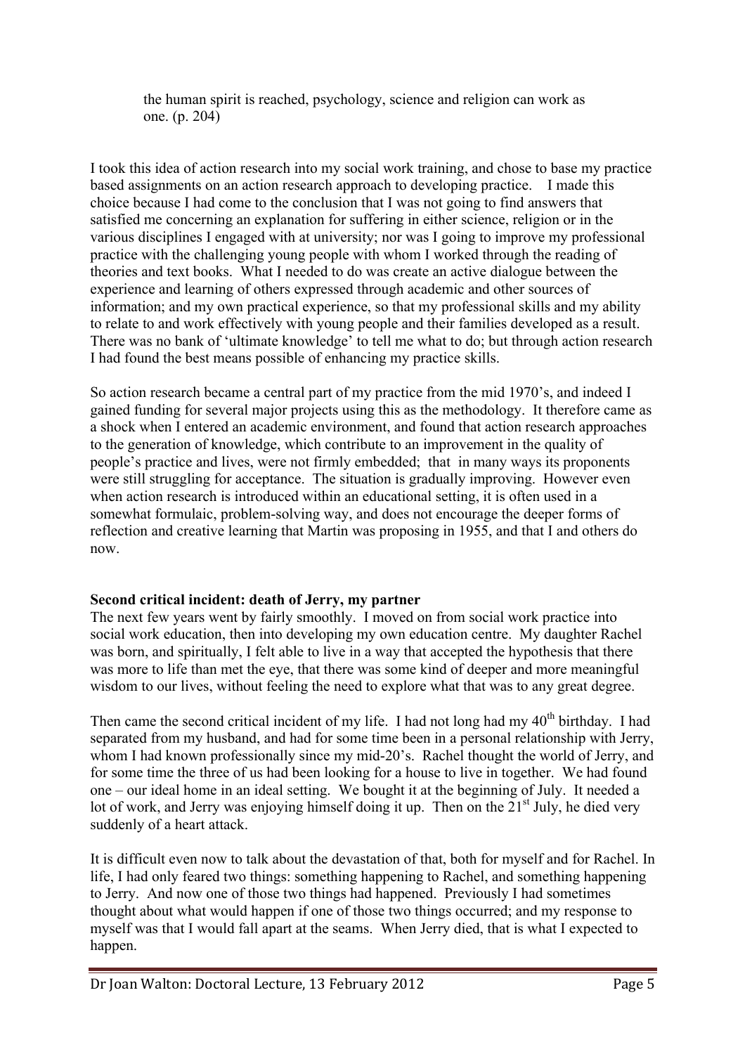> the human spirit is reached, psychology, science and religion can work as one. (p. 204)

I took this idea of action research into my social work training, and chose to base my practice based assignments on an action research approach to developing practice. I made this choice because I had come to the conclusion that I was not going to find answers that satisfied me concerning an explanation for suffering in either science, religion or in the various disciplines I engaged with at university; nor was I going to improve my professional practice with the challenging young people with whom I worked through the reading of theories and text books. What I needed to do was create an active dialogue between the experience and learning of others expressed through academic and other sources of information; and my own practical experience, so that my professional skills and my ability to relate to and work effectively with young people and their families developed as a result. There was no bank of 'ultimate knowledge' to tell me what to do; but through action research I had found the best means possible of enhancing my practice skills.

So action research became a central part of my practice from the mid 1970's, and indeed I gained funding for several major projects using this as the methodology. It therefore came as a shock when I entered an academic environment, and found that action research approaches to the generation of knowledge, which contribute to an improvement in the quality of people's practice and lives, were not firmly embedded; that in many ways its proponents were still struggling for acceptance. The situation is gradually improving. However even when action research is introduced within an educational setting, it is often used in a somewhat formulaic, problem-solving way, and does not encourage the deeper forms of reflection and creative learning that Martin was proposing in 1955, and that I and others do now.

**Second critical incident: death of Jerry, my partner**

The next few years went by fairly smoothly. I moved on from social work practice into social work education, then into developing my own education centre. My daughter Rachel was born, and spiritually, I felt able to live in a way that accepted the hypothesis that there was more to life than met the eye, that there was some kind of deeper and more meaningful wisdom to our lives, without feeling the need to explore what that was to any great degree.

Then came the second critical incident of my life. I had not long had my 40th birthday. I had separated from my husband, and had for some time been in a personal relationship with Jerry, whom I had known professionally since my mid-20's. Rachel thought the world of Jerry, and for some time the three of us had been looking for a house to live in together. We had found one – our ideal home in an ideal setting. We bought it at the beginning of July. It needed a lot of work, and Jerry was enjoying himself doing it up. Then on the 21st July, he died very suddenly of a heart attack.

It is difficult even now to talk about the devastation of that, both for myself and for Rachel. In life, I had only feared two things: something happening to Rachel, and something happening to Jerry. And now one of those two things had happened. Previously I had sometimes thought about what would happen if one of those two things occurred; and my response to myself was that I would fall apart at the seams. When Jerry died, that is what I expected to happen.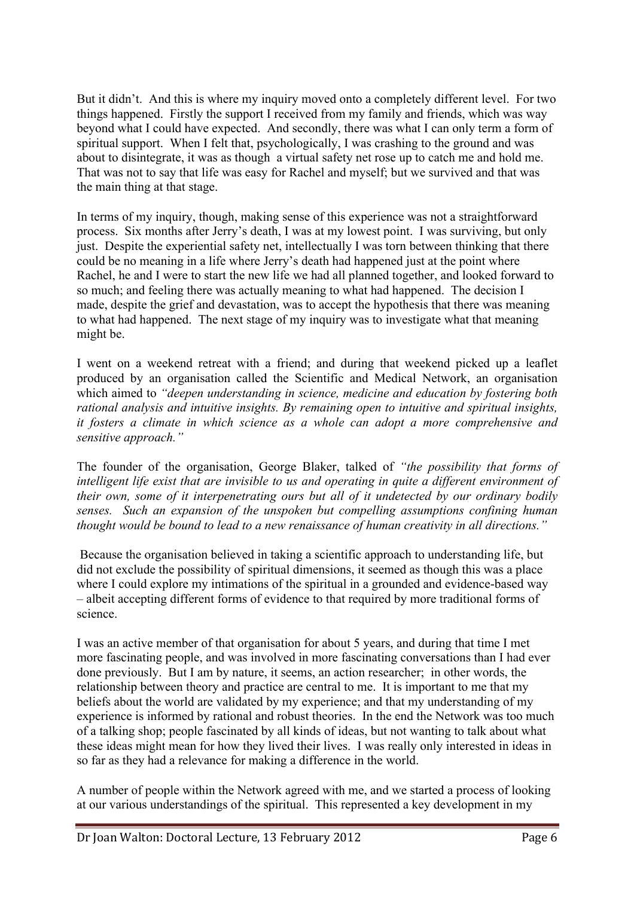But it didn't. And this is where my inquiry moved onto a completely different level. For two things happened. Firstly the support I received from my family and friends, which was way beyond what I could have expected. And secondly, there was what I can only term a form of spiritual support. When I felt that, psychologically, I was crashing to the ground and was about to disintegrate, it was as though a virtual safety net rose up to catch me and hold me. That was not to say that life was easy for Rachel and myself; but we survived and that was the main thing at that stage.

In terms of my inquiry, though, making sense of this experience was not a straightforward process. Six months after Jerry's death, I was at my lowest point. I was surviving, but only just. Despite the experiential safety net, intellectually I was torn between thinking that there could be no meaning in a life where Jerry's death had happened just at the point where Rachel, he and I were to start the new life we had all planned together, and looked forward to so much; and feeling there was actually meaning to what had happened. The decision I made, despite the grief and devastation, was to accept the hypothesis that there was meaning to what had happened. The next stage of my inquiry was to investigate what that meaning might be.

I went on a weekend retreat with a friend; and during that weekend picked up a leaflet produced by an organisation called the Scientific and Medical Network, an organisation which aimed to *"deepen understanding in science, medicine and education by fostering both rational analysis and intuitive insights. By remaining open to intuitive and spiritual insights, it fosters a climate in which science as a whole can adopt a more comprehensive and sensitive approach."*

The founder of the organisation, George Blaker, talked of *"the possibility that forms of intelligent life exist that are invisible to us and operating in quite a different environment of their own, some of it interpenetrating ours but all of it undetected by our ordinary bodily senses. Such an expansion of the unspoken but compelling assumptions confining human thought would be bound to lead to a new renaissance of human creativity in all directions."*

Because the organisation believed in taking a scientific approach to understanding life, but did not exclude the possibility of spiritual dimensions, it seemed as though this was a place where I could explore my intimations of the spiritual in a grounded and evidence-based way – albeit accepting different forms of evidence to that required by more traditional forms of science.

I was an active member of that organisation for about 5 years, and during that time I met more fascinating people, and was involved in more fascinating conversations than I had ever done previously. But I am by nature, it seems, an action researcher; in other words, the relationship between theory and practice are central to me. It is important to me that my beliefs about the world are validated by my experience; and that my understanding of my experience is informed by rational and robust theories. In the end the Network was too much of a talking shop; people fascinated by all kinds of ideas, but not wanting to talk about what these ideas might mean for how they lived their lives. I was really only interested in ideas in so far as they had a relevance for making a difference in the world.

A number of people within the Network agreed with me, and we started a process of looking at our various understandings of the spiritual. This represented a key development in my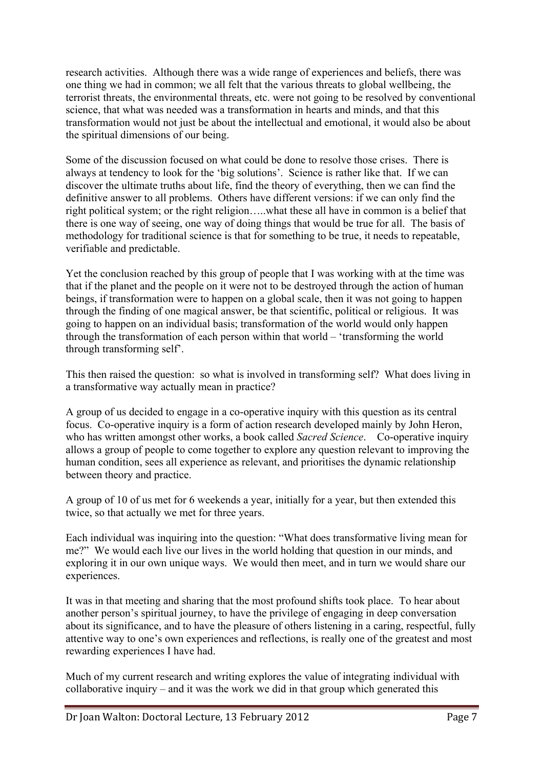research activities. Although there was a wide range of experiences and beliefs, there was one thing we had in common; we all felt that the various threats to global wellbeing, the terrorist threats, the environmental threats, etc. were not going to be resolved by conventional science, that what was needed was a transformation in hearts and minds, and that this transformation would not just be about the intellectual and emotional, it would also be about the spiritual dimensions of our being.

Some of the discussion focused on what could be done to resolve those crises. There is always at tendency to look for the 'big solutions'. Science is rather like that. If we can discover the ultimate truths about life, find the theory of everything, then we can find the definitive answer to all problems. Others have different versions: if we can only find the right political system; or the right religion…..what these all have in common is a belief that there is one way of seeing, one way of doing things that would be true for all. The basis of methodology for traditional science is that for something to be true, it needs to repeatable, verifiable and predictable.

Yet the conclusion reached by this group of people that I was working with at the time was that if the planet and the people on it were not to be destroyed through the action of human beings, if transformation were to happen on a global scale, then it was not going to happen through the finding of one magical answer, be that scientific, political or religious. It was going to happen on an individual basis; transformation of the world would only happen through the transformation of each person within that world – 'transforming the world through transforming self'.

This then raised the question: so what is involved in transforming self? What does living in a transformative way actually mean in practice?

A group of us decided to engage in a co-operative inquiry with this question as its central focus. Co-operative inquiry is a form of action research developed mainly by John Heron, who has written amongst other works, a book called *Sacred Science*. Co-operative inquiry allows a group of people to come together to explore any question relevant to improving the human condition, sees all experience as relevant, and prioritises the dynamic relationship between theory and practice.

A group of 10 of us met for 6 weekends a year, initially for a year, but then extended this twice, so that actually we met for three years.

Each individual was inquiring into the question: "What does transformative living mean for me?" We would each live our lives in the world holding that question in our minds, and exploring it in our own unique ways. We would then meet, and in turn we would share our experiences.

It was in that meeting and sharing that the most profound shifts took place. To hear about another person's spiritual journey, to have the privilege of engaging in deep conversation about its significance, and to have the pleasure of others listening in a caring, respectful, fully attentive way to one's own experiences and reflections, is really one of the greatest and most rewarding experiences I have had.

Much of my current research and writing explores the value of integrating individual with collaborative inquiry – and it was the work we did in that group which generated this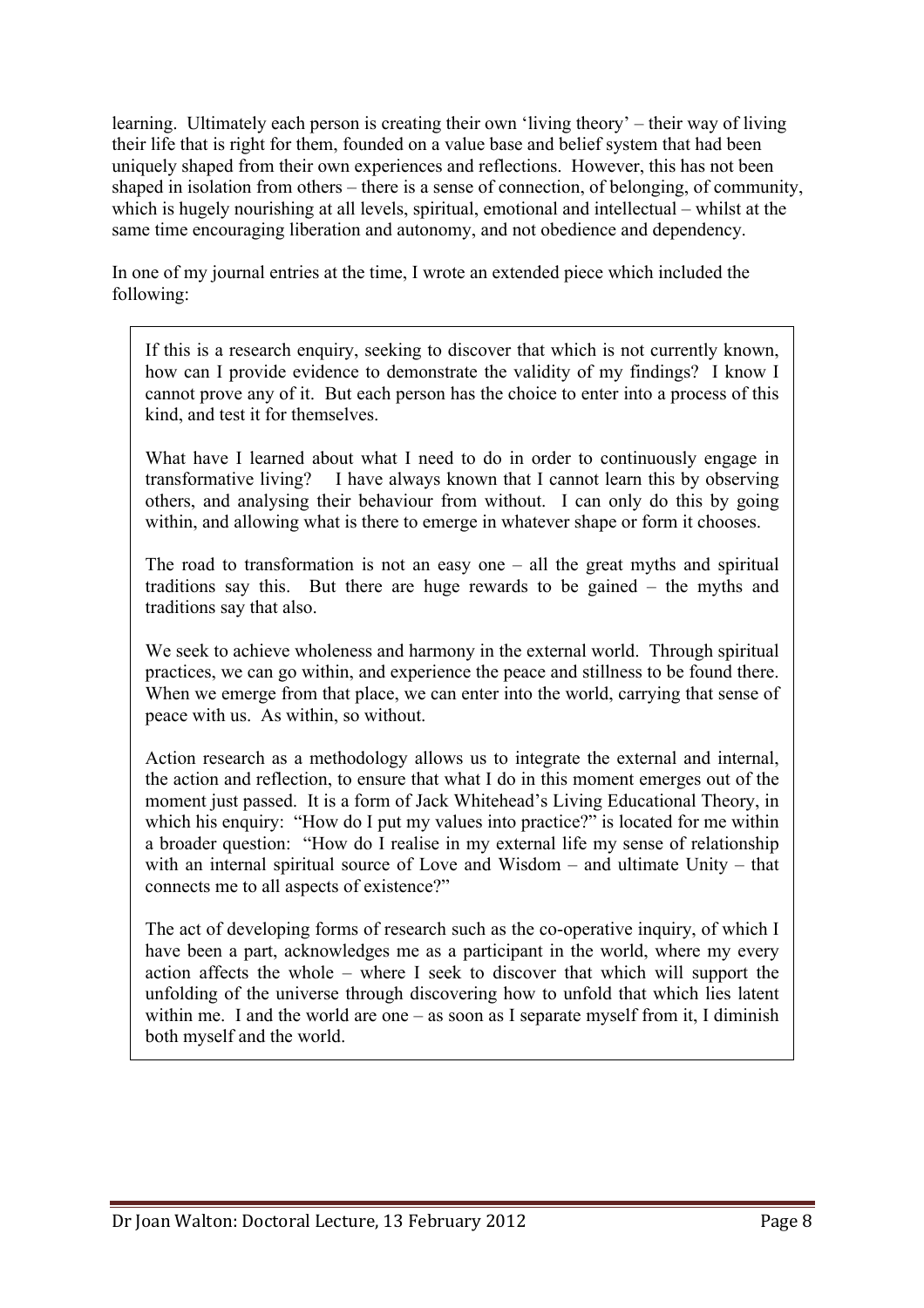learning. Ultimately each person is creating their own 'living theory' – their way of living their life that is right for them, founded on a value base and belief system that had been uniquely shaped from their own experiences and reflections. However, this has not been shaped in isolation from others – there is a sense of connection, of belonging, of community, which is hugely nourishing at all levels, spiritual, emotional and intellectual – whilst at the same time encouraging liberation and autonomy, and not obedience and dependency.

In one of my journal entries at the time, I wrote an extended piece which included the following:

> If this is a research enquiry, seeking to discover that which is not currently known, how can I provide evidence to demonstrate the validity of my findings? I know I cannot prove any of it. But each person has the choice to enter into a process of this kind, and test it for themselves.
>
> What have I learned about what I need to do in order to continuously engage in transformative living? I have always known that I cannot learn this by observing others, and analysing their behaviour from without. I can only do this by going within, and allowing what is there to emerge in whatever shape or form it chooses.
>
> The road to transformation is not an easy one – all the great myths and spiritual traditions say this. But there are huge rewards to be gained – the myths and traditions say that also.
>
> We seek to achieve wholeness and harmony in the external world. Through spiritual practices, we can go within, and experience the peace and stillness to be found there. When we emerge from that place, we can enter into the world, carrying that sense of peace with us. As within, so without.
>
> Action research as a methodology allows us to integrate the external and internal, the action and reflection, to ensure that what I do in this moment emerges out of the moment just passed. It is a form of Jack Whitehead's Living Educational Theory, in which his enquiry: "How do I put my values into practice?" is located for me within a broader question: "How do I realise in my external life my sense of relationship with an internal spiritual source of Love and Wisdom – and ultimate Unity – that connects me to all aspects of existence?"
>
> The act of developing forms of research such as the co-operative inquiry, of which I have been a part, acknowledges me as a participant in the world, where my every action affects the whole – where I seek to discover that which will support the unfolding of the universe through discovering how to unfold that which lies latent within me. I and the world are one – as soon as I separate myself from it, I diminish both myself and the world.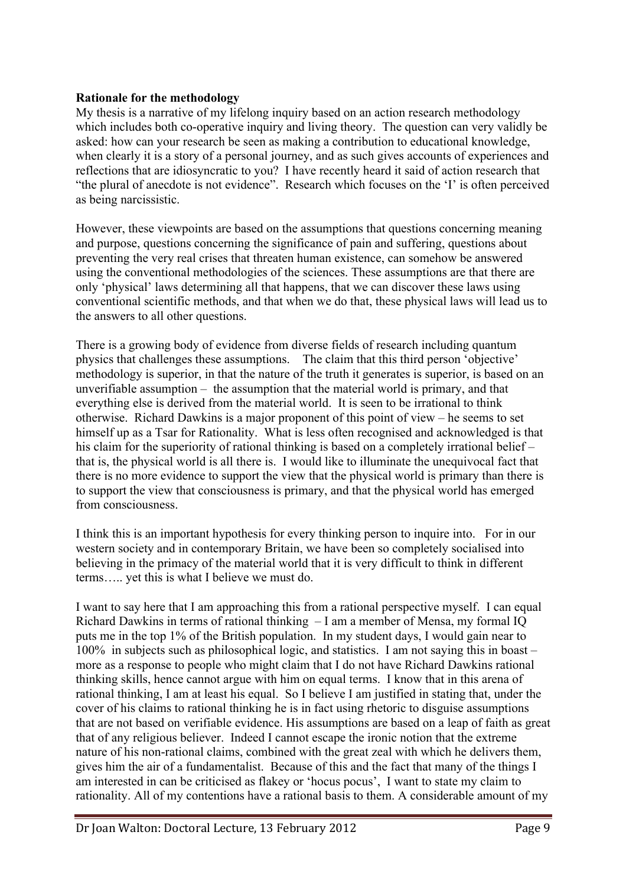**Rationale for the methodology**

My thesis is a narrative of my lifelong inquiry based on an action research methodology which includes both co-operative inquiry and living theory. The question can very validly be asked: how can your research be seen as making a contribution to educational knowledge, when clearly it is a story of a personal journey, and as such gives accounts of experiences and reflections that are idiosyncratic to you? I have recently heard it said of action research that "the plural of anecdote is not evidence". Research which focuses on the 'I' is often perceived as being narcissistic.

However, these viewpoints are based on the assumptions that questions concerning meaning and purpose, questions concerning the significance of pain and suffering, questions about preventing the very real crises that threaten human existence, can somehow be answered using the conventional methodologies of the sciences. These assumptions are that there are only 'physical' laws determining all that happens, that we can discover these laws using conventional scientific methods, and that when we do that, these physical laws will lead us to the answers to all other questions.

There is a growing body of evidence from diverse fields of research including quantum physics that challenges these assumptions. The claim that this third person 'objective' methodology is superior, in that the nature of the truth it generates is superior, is based on an unverifiable assumption – the assumption that the material world is primary, and that everything else is derived from the material world. It is seen to be irrational to think otherwise. Richard Dawkins is a major proponent of this point of view – he seems to set himself up as a Tsar for Rationality. What is less often recognised and acknowledged is that his claim for the superiority of rational thinking is based on a completely irrational belief – that is, the physical world is all there is. I would like to illuminate the unequivocal fact that there is no more evidence to support the view that the physical world is primary than there is to support the view that consciousness is primary, and that the physical world has emerged from consciousness.

I think this is an important hypothesis for every thinking person to inquire into. For in our western society and in contemporary Britain, we have been so completely socialised into believing in the primacy of the material world that it is very difficult to think in different terms….. yet this is what I believe we must do.

I want to say here that I am approaching this from a rational perspective myself. I can equal Richard Dawkins in terms of rational thinking – I am a member of Mensa, my formal IQ puts me in the top 1% of the British population. In my student days, I would gain near to 100% in subjects such as philosophical logic, and statistics. I am not saying this in boast – more as a response to people who might claim that I do not have Richard Dawkins rational thinking skills, hence cannot argue with him on equal terms. I know that in this arena of rational thinking, I am at least his equal. So I believe I am justified in stating that, under the cover of his claims to rational thinking he is in fact using rhetoric to disguise assumptions that are not based on verifiable evidence. His assumptions are based on a leap of faith as great that of any religious believer. Indeed I cannot escape the ironic notion that the extreme nature of his non-rational claims, combined with the great zeal with which he delivers them, gives him the air of a fundamentalist. Because of this and the fact that many of the things I am interested in can be criticised as flakey or 'hocus pocus', I want to state my claim to rationality. All of my contentions have a rational basis to them. A considerable amount of my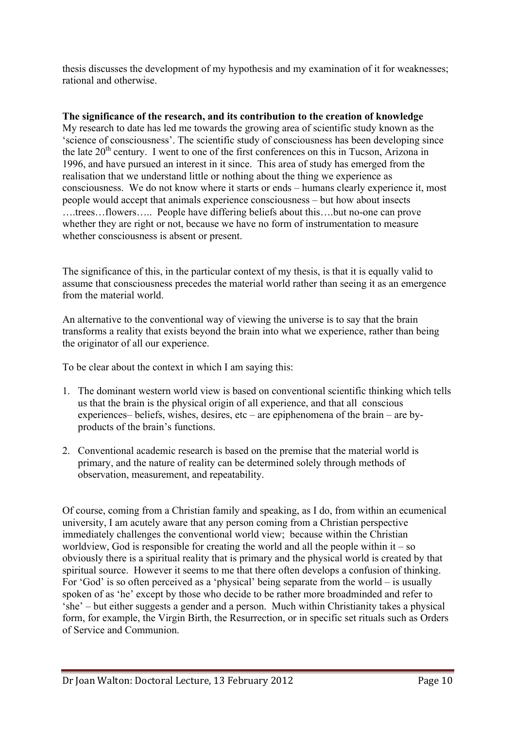thesis discusses the development of my hypothesis and my examination of it for weaknesses; rational and otherwise.

**The significance of the research, and its contribution to the creation of knowledge**

My research to date has led me towards the growing area of scientific study known as the 'science of consciousness'. The scientific study of consciousness has been developing since the late 20th century. I went to one of the first conferences on this in Tucson, Arizona in 1996, and have pursued an interest in it since. This area of study has emerged from the realisation that we understand little or nothing about the thing we experience as consciousness. We do not know where it starts or ends – humans clearly experience it, most people would accept that animals experience consciousness – but how about insects ….trees…flowers….. People have differing beliefs about this….but no-one can prove whether they are right or not, because we have no form of instrumentation to measure whether consciousness is absent or present.

The significance of this, in the particular context of my thesis, is that it is equally valid to assume that consciousness precedes the material world rather than seeing it as an emergence from the material world.

An alternative to the conventional way of viewing the universe is to say that the brain transforms a reality that exists beyond the brain into what we experience, rather than being the originator of all our experience.

To be clear about the context in which I am saying this:

1. The dominant western world view is based on conventional scientific thinking which tells us that the brain is the physical origin of all experience, and that all conscious experiences– beliefs, wishes, desires, etc – are epiphenomena of the brain – are by-products of the brain's functions.
2. Conventional academic research is based on the premise that the material world is primary, and the nature of reality can be determined solely through methods of observation, measurement, and repeatability.

Of course, coming from a Christian family and speaking, as I do, from within an ecumenical university, I am acutely aware that any person coming from a Christian perspective immediately challenges the conventional world view; because within the Christian worldview, God is responsible for creating the world and all the people within it – so obviously there is a spiritual reality that is primary and the physical world is created by that spiritual source. However it seems to me that there often develops a confusion of thinking. For 'God' is so often perceived as a 'physical' being separate from the world – is usually spoken of as 'he' except by those who decide to be rather more broadminded and refer to 'she' – but either suggests a gender and a person. Much within Christianity takes a physical form, for example, the Virgin Birth, the Resurrection, or in specific set rituals such as Orders of Service and Communion.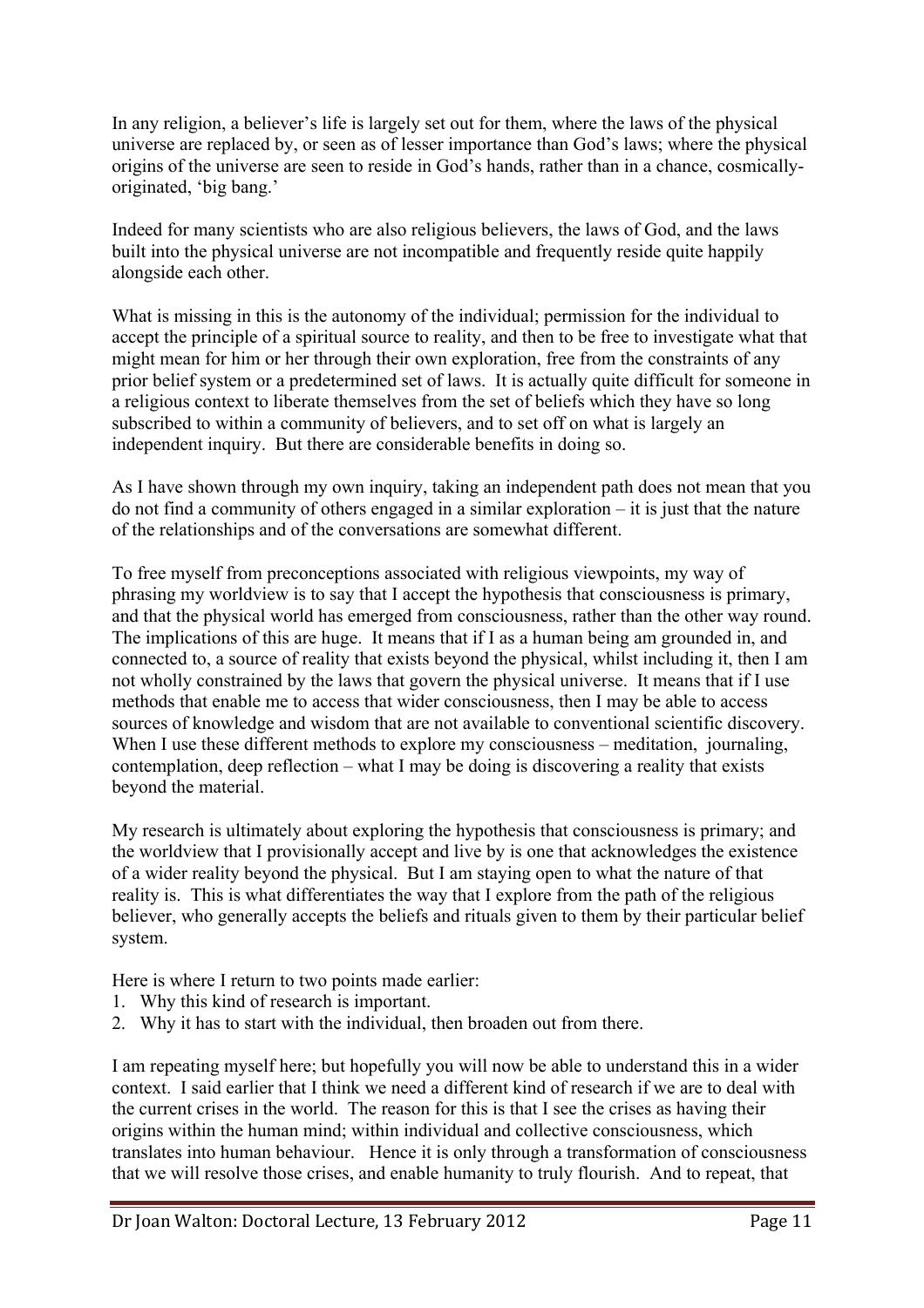In any religion, a believer's life is largely set out for them, where the laws of the physical universe are replaced by, or seen as of lesser importance than God's laws; where the physical origins of the universe are seen to reside in God's hands, rather than in a chance, cosmically-originated, 'big bang.'

Indeed for many scientists who are also religious believers, the laws of God, and the laws built into the physical universe are not incompatible and frequently reside quite happily alongside each other.

What is missing in this is the autonomy of the individual; permission for the individual to accept the principle of a spiritual source to reality, and then to be free to investigate what that might mean for him or her through their own exploration, free from the constraints of any prior belief system or a predetermined set of laws. It is actually quite difficult for someone in a religious context to liberate themselves from the set of beliefs which they have so long subscribed to within a community of believers, and to set off on what is largely an independent inquiry. But there are considerable benefits in doing so.

As I have shown through my own inquiry, taking an independent path does not mean that you do not find a community of others engaged in a similar exploration – it is just that the nature of the relationships and of the conversations are somewhat different.

To free myself from preconceptions associated with religious viewpoints, my way of phrasing my worldview is to say that I accept the hypothesis that consciousness is primary, and that the physical world has emerged from consciousness, rather than the other way round. The implications of this are huge. It means that if I as a human being am grounded in, and connected to, a source of reality that exists beyond the physical, whilst including it, then I am not wholly constrained by the laws that govern the physical universe. It means that if I use methods that enable me to access that wider consciousness, then I may be able to access sources of knowledge and wisdom that are not available to conventional scientific discovery. When I use these different methods to explore my consciousness – meditation, journaling, contemplation, deep reflection – what I may be doing is discovering a reality that exists beyond the material.

My research is ultimately about exploring the hypothesis that consciousness is primary; and the worldview that I provisionally accept and live by is one that acknowledges the existence of a wider reality beyond the physical. But I am staying open to what the nature of that reality is. This is what differentiates the way that I explore from the path of the religious believer, who generally accepts the beliefs and rituals given to them by their particular belief system.

Here is where I return to two points made earlier:

1. Why this kind of research is important.
2. Why it has to start with the individual, then broaden out from there.

I am repeating myself here; but hopefully you will now be able to understand this in a wider context. I said earlier that I think we need a different kind of research if we are to deal with the current crises in the world. The reason for this is that I see the crises as having their origins within the human mind; within individual and collective consciousness, which translates into human behaviour. Hence it is only through a transformation of consciousness that we will resolve those crises, and enable humanity to truly flourish. And to repeat, that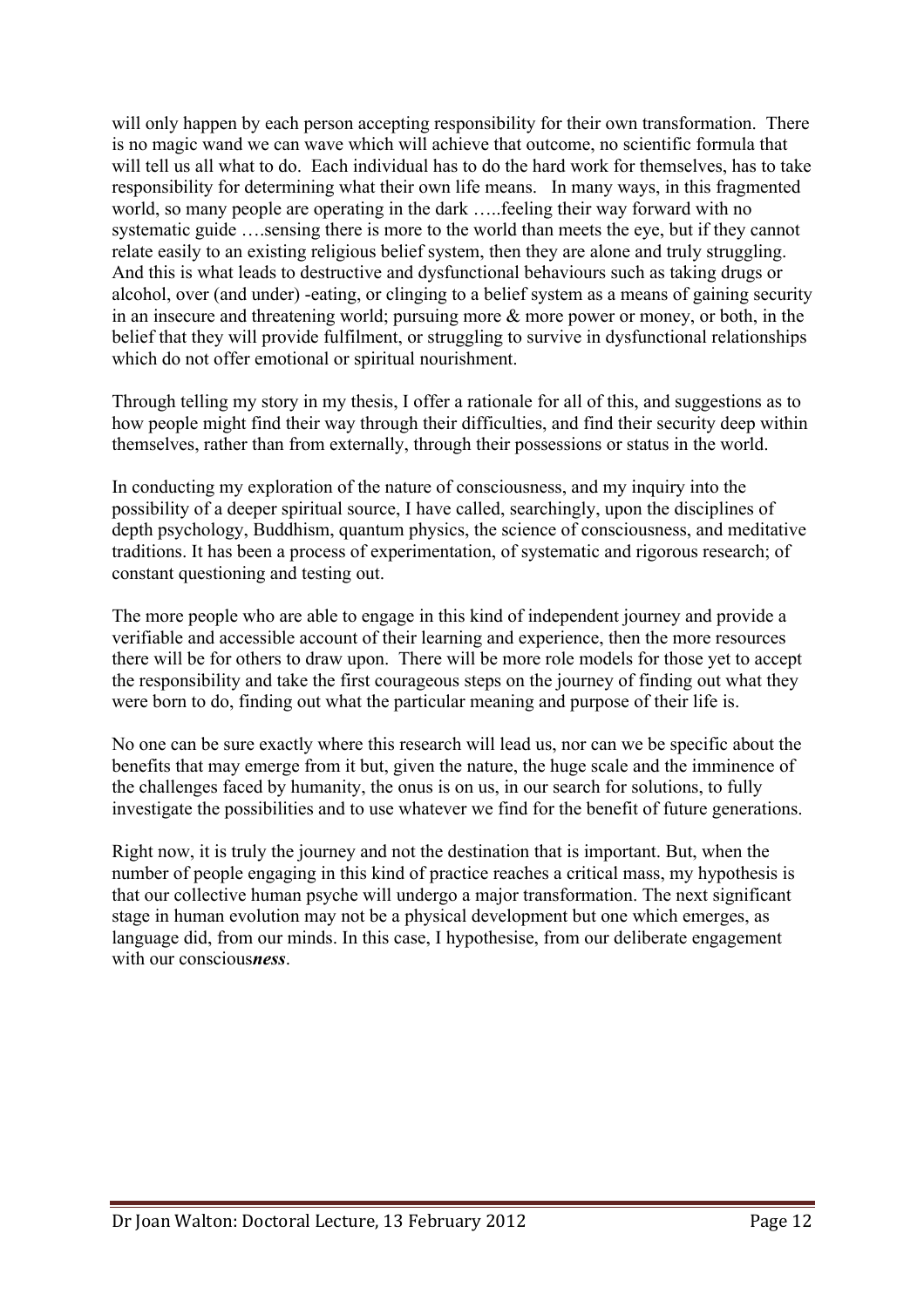will only happen by each person accepting responsibility for their own transformation. There is no magic wand we can wave which will achieve that outcome, no scientific formula that will tell us all what to do. Each individual has to do the hard work for themselves, has to take responsibility for determining what their own life means. In many ways, in this fragmented world, so many people are operating in the dark …..feeling their way forward with no systematic guide ….sensing there is more to the world than meets the eye, but if they cannot relate easily to an existing religious belief system, then they are alone and truly struggling. And this is what leads to destructive and dysfunctional behaviours such as taking drugs or alcohol, over (and under) -eating, or clinging to a belief system as a means of gaining security in an insecure and threatening world; pursuing more & more power or money, or both, in the belief that they will provide fulfilment, or struggling to survive in dysfunctional relationships which do not offer emotional or spiritual nourishment.

Through telling my story in my thesis, I offer a rationale for all of this, and suggestions as to how people might find their way through their difficulties, and find their security deep within themselves, rather than from externally, through their possessions or status in the world.

In conducting my exploration of the nature of consciousness, and my inquiry into the possibility of a deeper spiritual source, I have called, searchingly, upon the disciplines of depth psychology, Buddhism, quantum physics, the science of consciousness, and meditative traditions. It has been a process of experimentation, of systematic and rigorous research; of constant questioning and testing out.

The more people who are able to engage in this kind of independent journey and provide a verifiable and accessible account of their learning and experience, then the more resources there will be for others to draw upon. There will be more role models for those yet to accept the responsibility and take the first courageous steps on the journey of finding out what they were born to do, finding out what the particular meaning and purpose of their life is.

No one can be sure exactly where this research will lead us, nor can we be specific about the benefits that may emerge from it but, given the nature, the huge scale and the imminence of the challenges faced by humanity, the onus is on us, in our search for solutions, to fully investigate the possibilities and to use whatever we find for the benefit of future generations.

Right now, it is truly the journey and not the destination that is important. But, when the number of people engaging in this kind of practice reaches a critical mass, my hypothesis is that our collective human psyche will undergo a major transformation. The next significant stage in human evolution may not be a physical development but one which emerges, as language did, from our minds. In this case, I hypothesise, from our deliberate engagement with our conscious***ness***.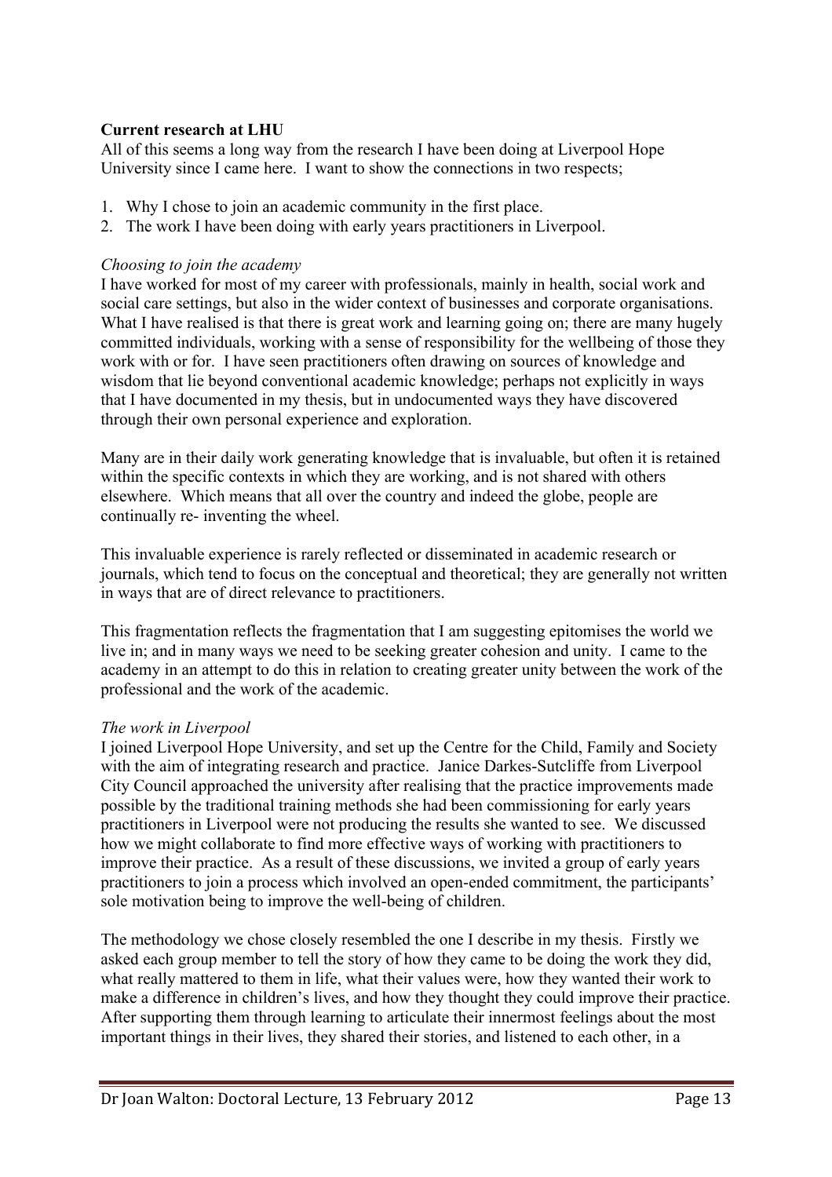**Current research at LHU**

All of this seems a long way from the research I have been doing at Liverpool Hope University since I came here. I want to show the connections in two respects;

1. Why I chose to join an academic community in the first place.
2. The work I have been doing with early years practitioners in Liverpool.

*Choosing to join the academy*

I have worked for most of my career with professionals, mainly in health, social work and social care settings, but also in the wider context of businesses and corporate organisations. What I have realised is that there is great work and learning going on; there are many hugely committed individuals, working with a sense of responsibility for the wellbeing of those they work with or for. I have seen practitioners often drawing on sources of knowledge and wisdom that lie beyond conventional academic knowledge; perhaps not explicitly in ways that I have documented in my thesis, but in undocumented ways they have discovered through their own personal experience and exploration.

Many are in their daily work generating knowledge that is invaluable, but often it is retained within the specific contexts in which they are working, and is not shared with others elsewhere. Which means that all over the country and indeed the globe, people are continually re- inventing the wheel.

This invaluable experience is rarely reflected or disseminated in academic research or journals, which tend to focus on the conceptual and theoretical; they are generally not written in ways that are of direct relevance to practitioners.

This fragmentation reflects the fragmentation that I am suggesting epitomises the world we live in; and in many ways we need to be seeking greater cohesion and unity. I came to the academy in an attempt to do this in relation to creating greater unity between the work of the professional and the work of the academic.

*The work in Liverpool*

I joined Liverpool Hope University, and set up the Centre for the Child, Family and Society with the aim of integrating research and practice. Janice Darkes-Sutcliffe from Liverpool City Council approached the university after realising that the practice improvements made possible by the traditional training methods she had been commissioning for early years practitioners in Liverpool were not producing the results she wanted to see. We discussed how we might collaborate to find more effective ways of working with practitioners to improve their practice. As a result of these discussions, we invited a group of early years practitioners to join a process which involved an open-ended commitment, the participants' sole motivation being to improve the well-being of children.

The methodology we chose closely resembled the one I describe in my thesis. Firstly we asked each group member to tell the story of how they came to be doing the work they did, what really mattered to them in life, what their values were, how they wanted their work to make a difference in children's lives, and how they thought they could improve their practice. After supporting them through learning to articulate their innermost feelings about the most important things in their lives, they shared their stories, and listened to each other, in a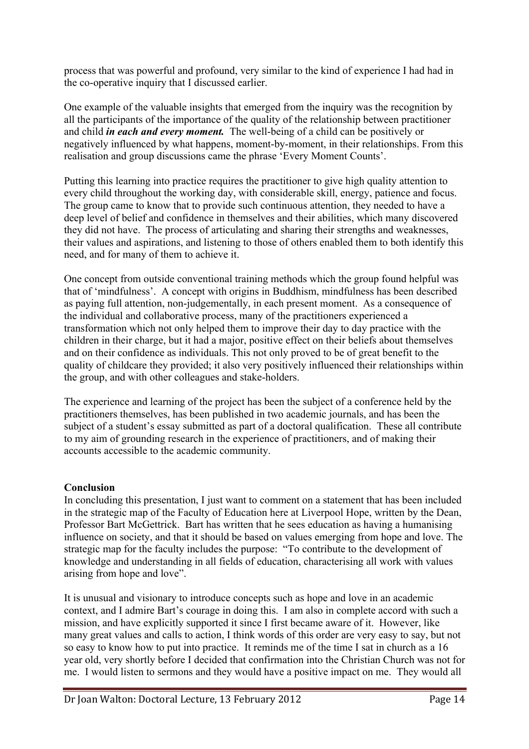process that was powerful and profound, very similar to the kind of experience I had had in the co-operative inquiry that I discussed earlier.

One example of the valuable insights that emerged from the inquiry was the recognition by all the participants of the importance of the quality of the relationship between practitioner and child ***in each and every moment.*** The well-being of a child can be positively or negatively influenced by what happens, moment-by-moment, in their relationships. From this realisation and group discussions came the phrase 'Every Moment Counts'.

Putting this learning into practice requires the practitioner to give high quality attention to every child throughout the working day, with considerable skill, energy, patience and focus. The group came to know that to provide such continuous attention, they needed to have a deep level of belief and confidence in themselves and their abilities, which many discovered they did not have. The process of articulating and sharing their strengths and weaknesses, their values and aspirations, and listening to those of others enabled them to both identify this need, and for many of them to achieve it.

One concept from outside conventional training methods which the group found helpful was that of 'mindfulness'. A concept with origins in Buddhism, mindfulness has been described as paying full attention, non-judgementally, in each present moment. As a consequence of the individual and collaborative process, many of the practitioners experienced a transformation which not only helped them to improve their day to day practice with the children in their charge, but it had a major, positive effect on their beliefs about themselves and on their confidence as individuals. This not only proved to be of great benefit to the quality of childcare they provided; it also very positively influenced their relationships within the group, and with other colleagues and stake-holders.

The experience and learning of the project has been the subject of a conference held by the practitioners themselves, has been published in two academic journals, and has been the subject of a student's essay submitted as part of a doctoral qualification. These all contribute to my aim of grounding research in the experience of practitioners, and of making their accounts accessible to the academic community.

**Conclusion**

In concluding this presentation, I just want to comment on a statement that has been included in the strategic map of the Faculty of Education here at Liverpool Hope, written by the Dean, Professor Bart McGettrick. Bart has written that he sees education as having a humanising influence on society, and that it should be based on values emerging from hope and love. The strategic map for the faculty includes the purpose: "To contribute to the development of knowledge and understanding in all fields of education, characterising all work with values arising from hope and love".

It is unusual and visionary to introduce concepts such as hope and love in an academic context, and I admire Bart's courage in doing this. I am also in complete accord with such a mission, and have explicitly supported it since I first became aware of it. However, like many great values and calls to action, I think words of this order are very easy to say, but not so easy to know how to put into practice. It reminds me of the time I sat in church as a 16 year old, very shortly before I decided that confirmation into the Christian Church was not for me. I would listen to sermons and they would have a positive impact on me. They would all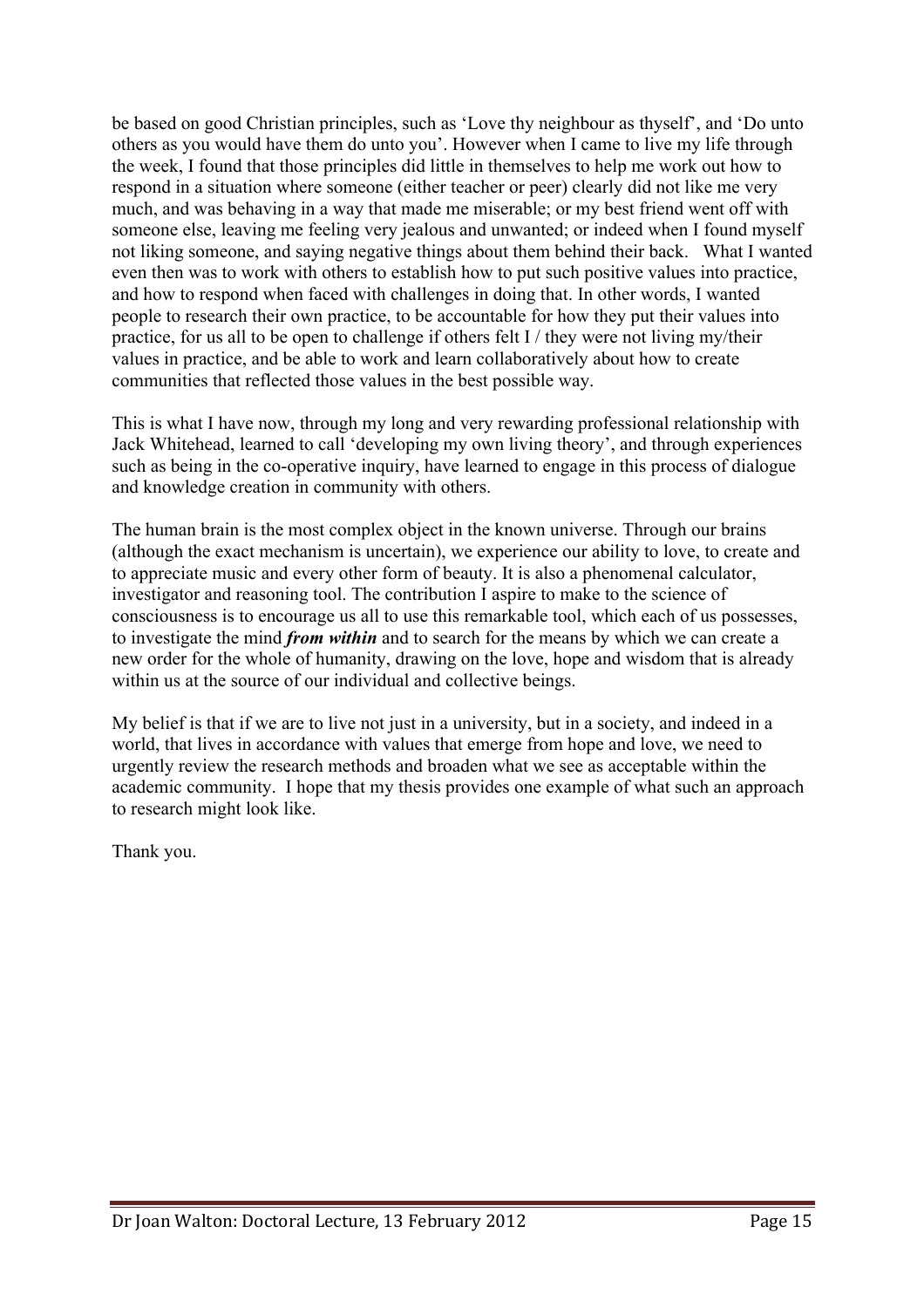be based on good Christian principles, such as 'Love thy neighbour as thyself', and 'Do unto others as you would have them do unto you'. However when I came to live my life through the week, I found that those principles did little in themselves to help me work out how to respond in a situation where someone (either teacher or peer) clearly did not like me very much, and was behaving in a way that made me miserable; or my best friend went off with someone else, leaving me feeling very jealous and unwanted; or indeed when I found myself not liking someone, and saying negative things about them behind their back. What I wanted even then was to work with others to establish how to put such positive values into practice, and how to respond when faced with challenges in doing that. In other words, I wanted people to research their own practice, to be accountable for how they put their values into practice, for us all to be open to challenge if others felt I / they were not living my/their values in practice, and be able to work and learn collaboratively about how to create communities that reflected those values in the best possible way.

This is what I have now, through my long and very rewarding professional relationship with Jack Whitehead, learned to call 'developing my own living theory', and through experiences such as being in the co-operative inquiry, have learned to engage in this process of dialogue and knowledge creation in community with others.

The human brain is the most complex object in the known universe. Through our brains (although the exact mechanism is uncertain), we experience our ability to love, to create and to appreciate music and every other form of beauty. It is also a phenomenal calculator, investigator and reasoning tool. The contribution I aspire to make to the science of consciousness is to encourage us all to use this remarkable tool, which each of us possesses, to investigate the mind ***from within*** and to search for the means by which we can create a new order for the whole of humanity, drawing on the love, hope and wisdom that is already within us at the source of our individual and collective beings.

My belief is that if we are to live not just in a university, but in a society, and indeed in a world, that lives in accordance with values that emerge from hope and love, we need to urgently review the research methods and broaden what we see as acceptable within the academic community. I hope that my thesis provides one example of what such an approach to research might look like.

Thank you.